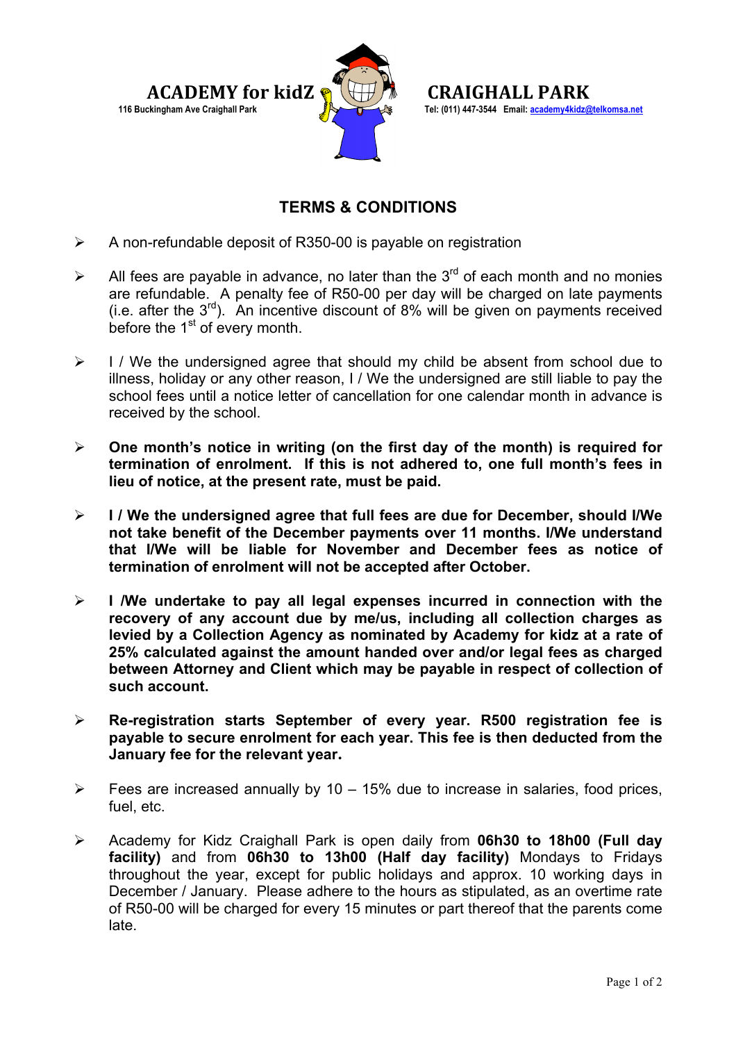**ACADEMY for kidZ** **CRAIGHALL PARK**

116 Buckingham Ave Craighall Park Tel: (011) 447-3544 Email: academy4kidz@telkomsa.net

## TERMS & CONDITIONS

- A non-refundable deposit of R350-00 is payable on registration
- All fees are payable in advance, no later than the 3rd of each month and no monies are refundable. A penalty fee of R50-00 per day will be charged on late payments (i.e. after the 3rd). An incentive discount of 8% will be given on payments received before the 1st of every month.
- I / We the undersigned agree that should my child be absent from school due to illness, holiday or any other reason, I / We the undersigned are still liable to pay the school fees until a notice letter of cancellation for one calendar month in advance is received by the school.
- **One month's notice in writing (on the first day of the month) is required for termination of enrolment. If this is not adhered to, one full month's fees in lieu of notice, at the present rate, must be paid.**
- **I / We the undersigned agree that full fees are due for December, should I/We not take benefit of the December payments over 11 months. I/We understand that I/We will be liable for November and December fees as notice of termination of enrolment will not be accepted after October.**
- **I /We undertake to pay all legal expenses incurred in connection with the recovery of any account due by me/us, including all collection charges as levied by a Collection Agency as nominated by Academy for kidz at a rate of 25% calculated against the amount handed over and/or legal fees as charged between Attorney and Client which may be payable in respect of collection of such account.**
- **Re-registration starts September of every year. R500 registration fee is payable to secure enrolment for each year. This fee is then deducted from the January fee for the relevant year.**
- Fees are increased annually by 10 – 15% due to increase in salaries, food prices, fuel, etc.
- Academy for Kidz Craighall Park is open daily from **06h30 to 18h00 (Full day facility)** and from **06h30 to 13h00 (Half day facility)** Mondays to Fridays throughout the year, except for public holidays and approx. 10 working days in December / January. Please adhere to the hours as stipulated, as an overtime rate of R50-00 will be charged for every 15 minutes or part thereof that the parents come late.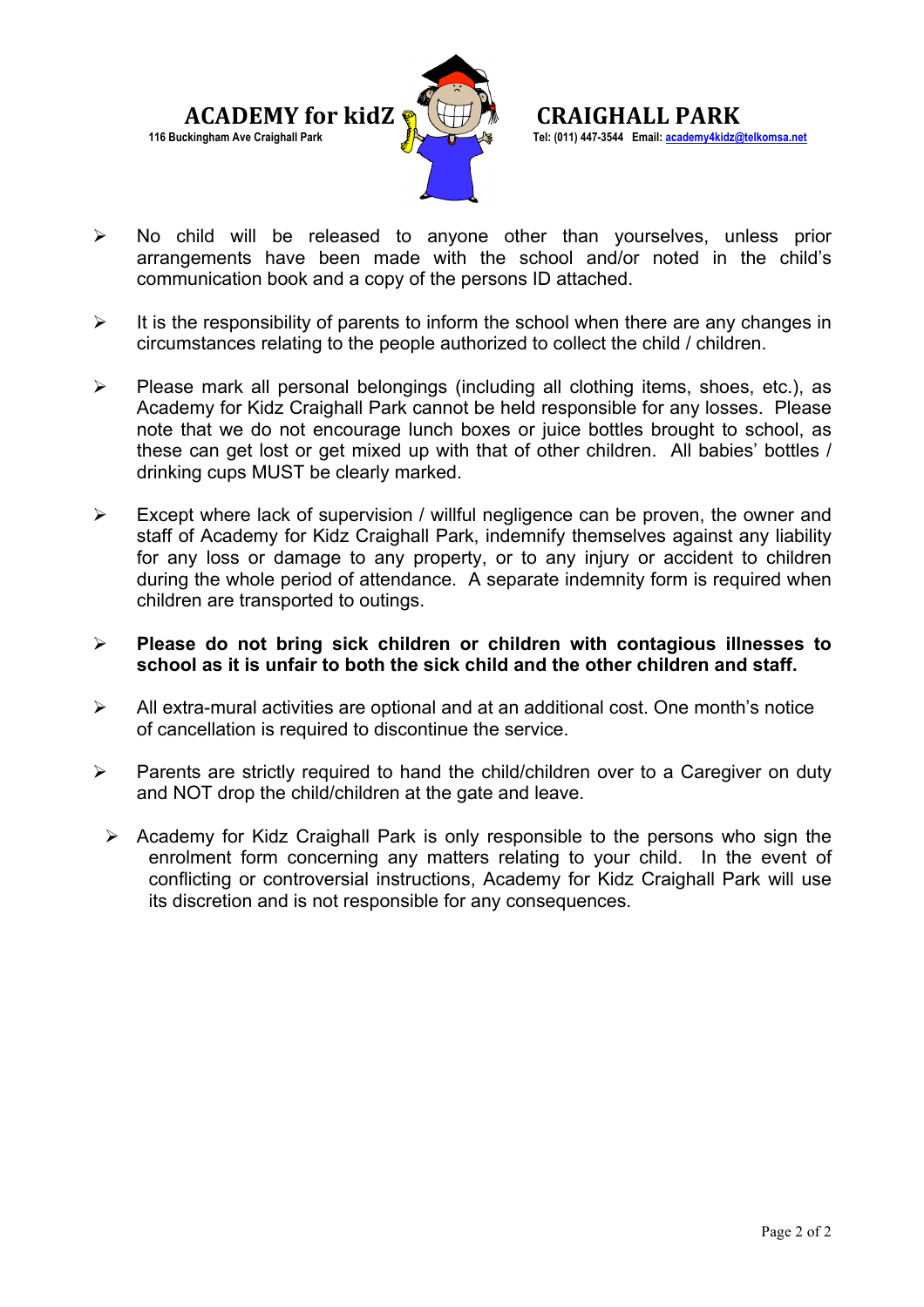**ACADEMY for kidZ** **CRAIGHALL PARK**

116 Buckingham Ave Craighall Park Tel: (011) 447-3544 Email: academy4kidz@telkomsa.net

- No child will be released to anyone other than yourselves, unless prior arrangements have been made with the school and/or noted in the child's communication book and a copy of the persons ID attached.

- It is the responsibility of parents to inform the school when there are any changes in circumstances relating to the people authorized to collect the child / children.

- Please mark all personal belongings (including all clothing items, shoes, etc.), as Academy for Kidz Craighall Park cannot be held responsible for any losses. Please note that we do not encourage lunch boxes or juice bottles brought to school, as these can get lost or get mixed up with that of other children. All babies' bottles / drinking cups MUST be clearly marked.

- Except where lack of supervision / willful negligence can be proven, the owner and staff of Academy for Kidz Craighall Park, indemnify themselves against any liability for any loss or damage to any property, or to any injury or accident to children during the whole period of attendance. A separate indemnity form is required when children are transported to outings.

- **Please do not bring sick children or children with contagious illnesses to school as it is unfair to both the sick child and the other children and staff.**

- All extra-mural activities are optional and at an additional cost. One month's notice of cancellation is required to discontinue the service.

- Parents are strictly required to hand the child/children over to a Caregiver on duty and NOT drop the child/children at the gate and leave.

- Academy for Kidz Craighall Park is only responsible to the persons who sign the enrolment form concerning any matters relating to your child. In the event of conflicting or controversial instructions, Academy for Kidz Craighall Park will use its discretion and is not responsible for any consequences.